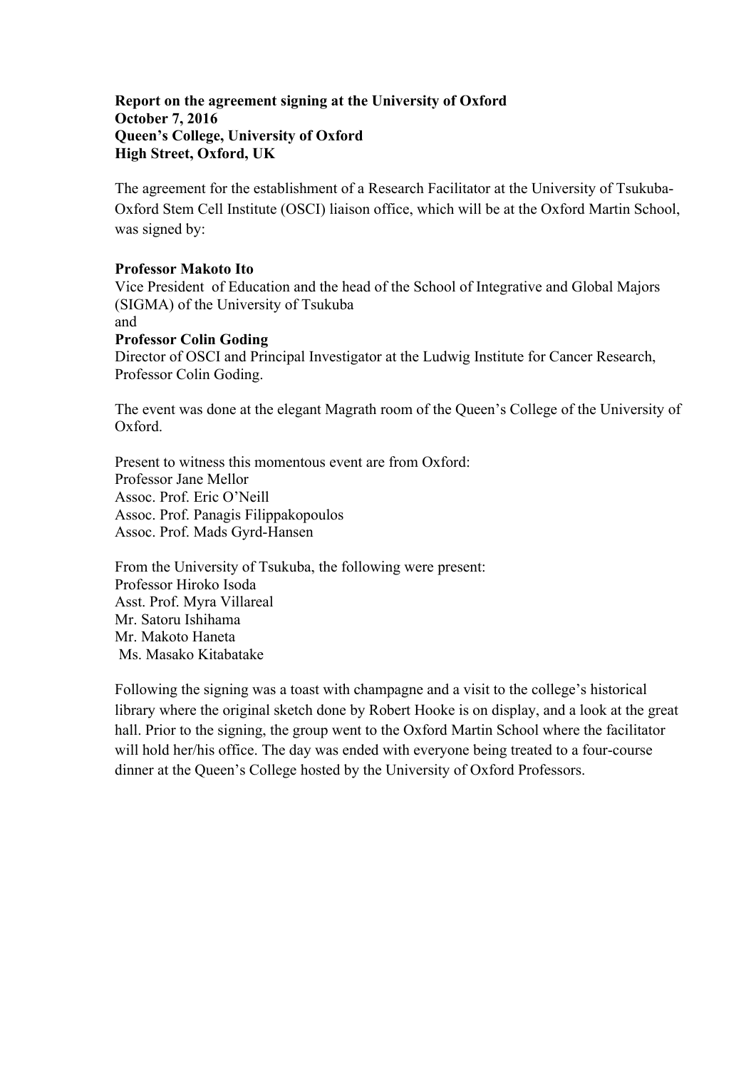**Report on the agreement signing at the University of Oxford**
**October 7, 2016**
**Queen's College, University of Oxford**
**High Street, Oxford, UK**

The agreement for the establishment of a Research Facilitator at the University of Tsukuba-Oxford Stem Cell Institute (OSCI) liaison office, which will be at the Oxford Martin School, was signed by:

**Professor Makoto Ito**
Vice President of Education and the head of the School of Integrative and Global Majors (SIGMA) of the University of Tsukuba
and
**Professor Colin Goding**
Director of OSCI and Principal Investigator at the Ludwig Institute for Cancer Research, Professor Colin Goding.

The event was done at the elegant Magrath room of the Queen's College of the University of Oxford.

Present to witness this momentous event are from Oxford:
Professor Jane Mellor
Assoc. Prof. Eric O'Neill
Assoc. Prof. Panagis Filippakopoulos
Assoc. Prof. Mads Gyrd-Hansen

From the University of Tsukuba, the following were present:
Professor Hiroko Isoda
Asst. Prof. Myra Villareal
Mr. Satoru Ishihama
Mr. Makoto Haneta
Ms. Masako Kitabatake

Following the signing was a toast with champagne and a visit to the college's historical library where the original sketch done by Robert Hooke is on display, and a look at the great hall. Prior to the signing, the group went to the Oxford Martin School where the facilitator will hold her/his office. The day was ended with everyone being treated to a four-course dinner at the Queen's College hosted by the University of Oxford Professors.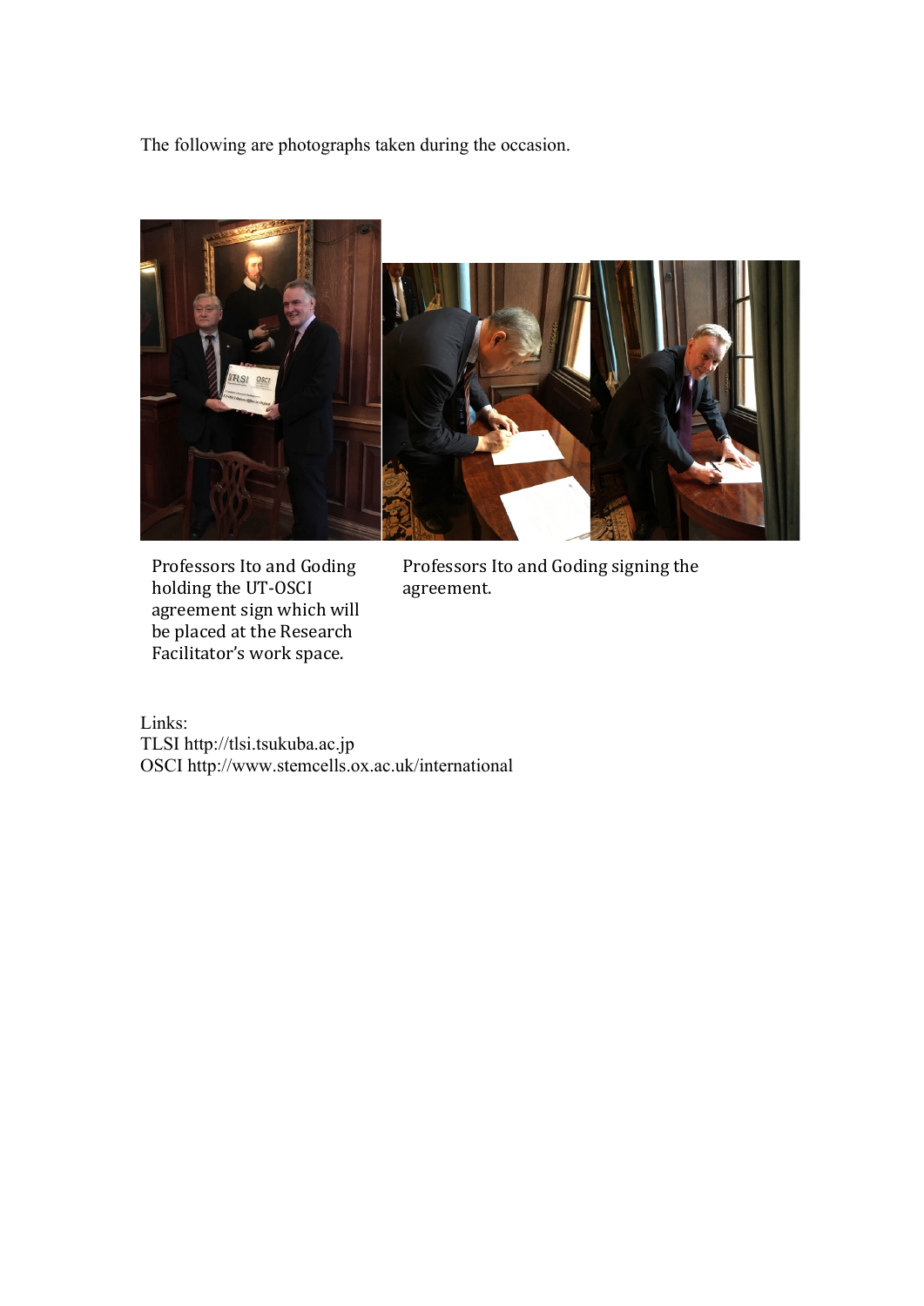The following are photographs taken during the occasion.

Professors Ito and Goding holding the UT-OSCI agreement sign which will be placed at the Research Facilitator's work space.

Professors Ito and Goding signing the agreement.

Links:
TLSI http://tlsi.tsukuba.ac.jp
OSCI http://www.stemcells.ox.ac.uk/international